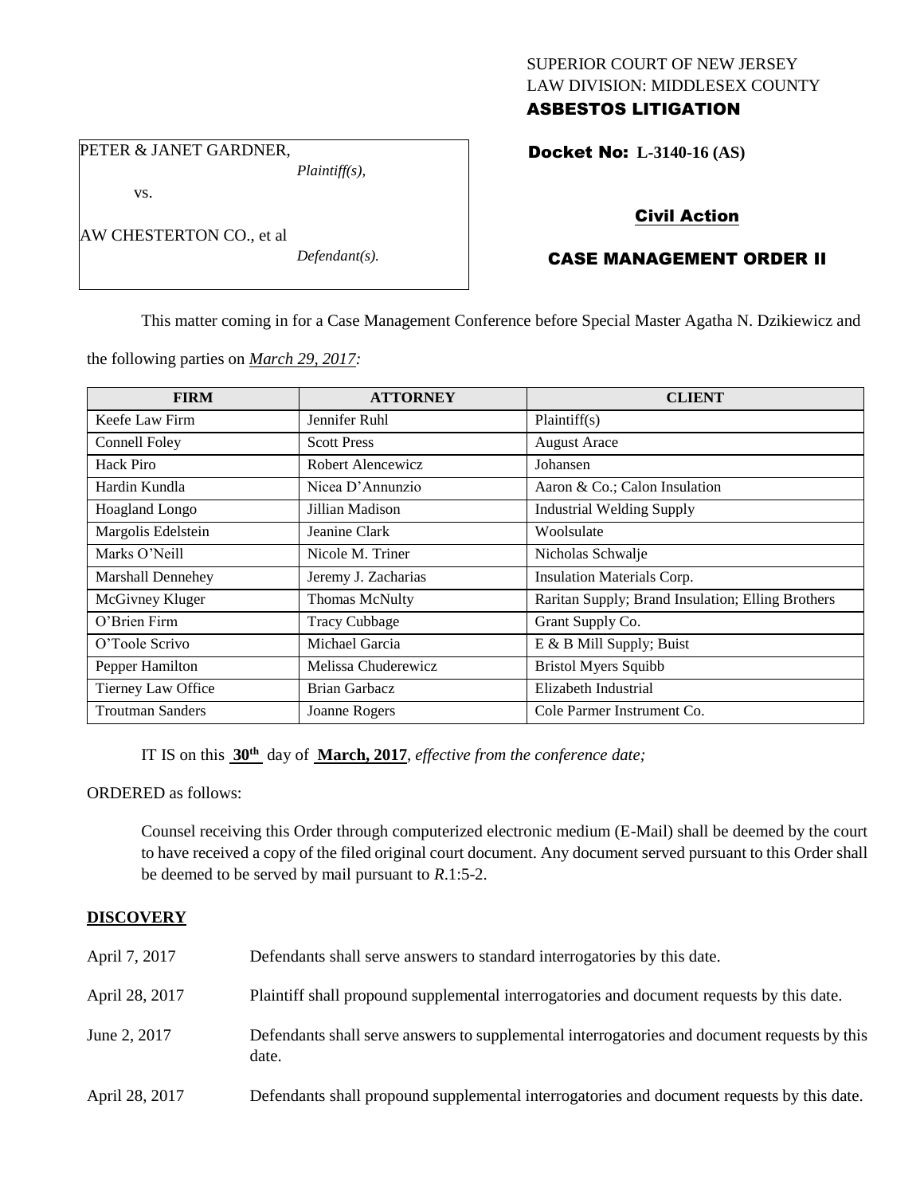SUPERIOR COURT OF NEW JERSEY
LAW DIVISION: MIDDLESEX COUNTY
**ASBESTOS LITIGATION**

PETER & JANET GARDNER,
*Plaintiff(s),*

vs.

AW CHESTERTON CO., et al
*Defendant(s).*

**Docket No: L-3140-16 (AS)**

**Civil Action**

**CASE MANAGEMENT ORDER II**

This matter coming in for a Case Management Conference before Special Master Agatha N. Dzikiewicz and the following parties on *March 29, 2017:*

| FIRM | ATTORNEY | CLIENT |
| --- | --- | --- |
| Keefe Law Firm | Jennifer Ruhl | Plaintiff(s) |
| Connell Foley | Scott Press | August Arace |
| Hack Piro | Robert Alencewicz | Johansen |
| Hardin Kundla | Nicea D'Annunzio | Aaron & Co.; Calon Insulation |
| Hoagland Longo | Jillian Madison | Industrial Welding Supply |
| Margolis Edelstein | Jeanine Clark | Woolsulate |
| Marks O'Neill | Nicole M. Triner | Nicholas Schwalje |
| Marshall Dennehey | Jeremy J. Zacharias | Insulation Materials Corp. |
| McGivney Kluger | Thomas McNulty | Raritan Supply; Brand Insulation; Elling Brothers |
| O'Brien Firm | Tracy Cubbage | Grant Supply Co. |
| O'Toole Scrivo | Michael Garcia | E & B Mill Supply; Buist |
| Pepper Hamilton | Melissa Chuderewicz | Bristol Myers Squibb |
| Tierney Law Office | Brian Garbacz | Elizabeth Industrial |
| Troutman Sanders | Joanne Rogers | Cole Parmer Instrument Co. |

IT IS on this **30th** day of **March, 2017**, *effective from the conference date;*

ORDERED as follows:

Counsel receiving this Order through computerized electronic medium (E-Mail) shall be deemed by the court to have received a copy of the filed original court document. Any document served pursuant to this Order shall be deemed to be served by mail pursuant to *R*.1:5-2.

**DISCOVERY**

| | |
| --- | --- |
| April 7, 2017 | Defendants shall serve answers to standard interrogatories by this date. |
| April 28, 2017 | Plaintiff shall propound supplemental interrogatories and document requests by this date. |
| June 2, 2017 | Defendants shall serve answers to supplemental interrogatories and document requests by this date. |
| April 28, 2017 | Defendants shall propound supplemental interrogatories and document requests by this date. |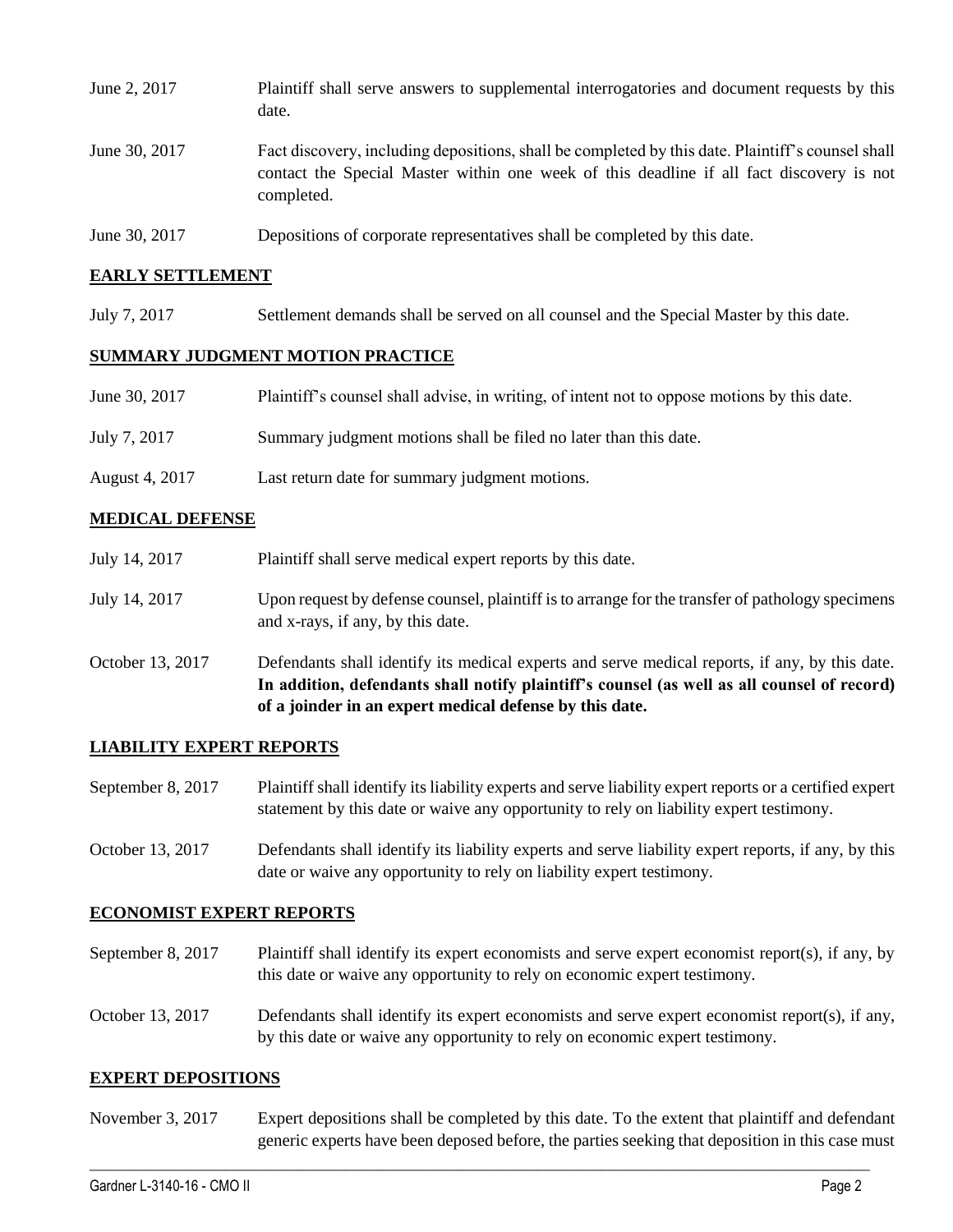June 2, 2017 Plaintiff shall serve answers to supplemental interrogatories and document requests by this date.

June 30, 2017 Fact discovery, including depositions, shall be completed by this date. Plaintiff's counsel shall contact the Special Master within one week of this deadline if all fact discovery is not completed.

June 30, 2017 Depositions of corporate representatives shall be completed by this date.

## EARLY SETTLEMENT

July 7, 2017 Settlement demands shall be served on all counsel and the Special Master by this date.

## SUMMARY JUDGMENT MOTION PRACTICE

June 30, 2017 Plaintiff's counsel shall advise, in writing, of intent not to oppose motions by this date.

July 7, 2017 Summary judgment motions shall be filed no later than this date.

August 4, 2017 Last return date for summary judgment motions.

## MEDICAL DEFENSE

July 14, 2017 Plaintiff shall serve medical expert reports by this date.

July 14, 2017 Upon request by defense counsel, plaintiff is to arrange for the transfer of pathology specimens and x-rays, if any, by this date.

October 13, 2017 Defendants shall identify its medical experts and serve medical reports, if any, by this date. **In addition, defendants shall notify plaintiff's counsel (as well as all counsel of record) of a joinder in an expert medical defense by this date.**

## LIABILITY EXPERT REPORTS

September 8, 2017 Plaintiff shall identify its liability experts and serve liability expert reports or a certified expert statement by this date or waive any opportunity to rely on liability expert testimony.

October 13, 2017 Defendants shall identify its liability experts and serve liability expert reports, if any, by this date or waive any opportunity to rely on liability expert testimony.

## ECONOMIST EXPERT REPORTS

September 8, 2017 Plaintiff shall identify its expert economists and serve expert economist report(s), if any, by this date or waive any opportunity to rely on economic expert testimony.

October 13, 2017 Defendants shall identify its expert economists and serve expert economist report(s), if any, by this date or waive any opportunity to rely on economic expert testimony.

## EXPERT DEPOSITIONS

November 3, 2017 Expert depositions shall be completed by this date. To the extent that plaintiff and defendant generic experts have been deposed before, the parties seeking that deposition in this case must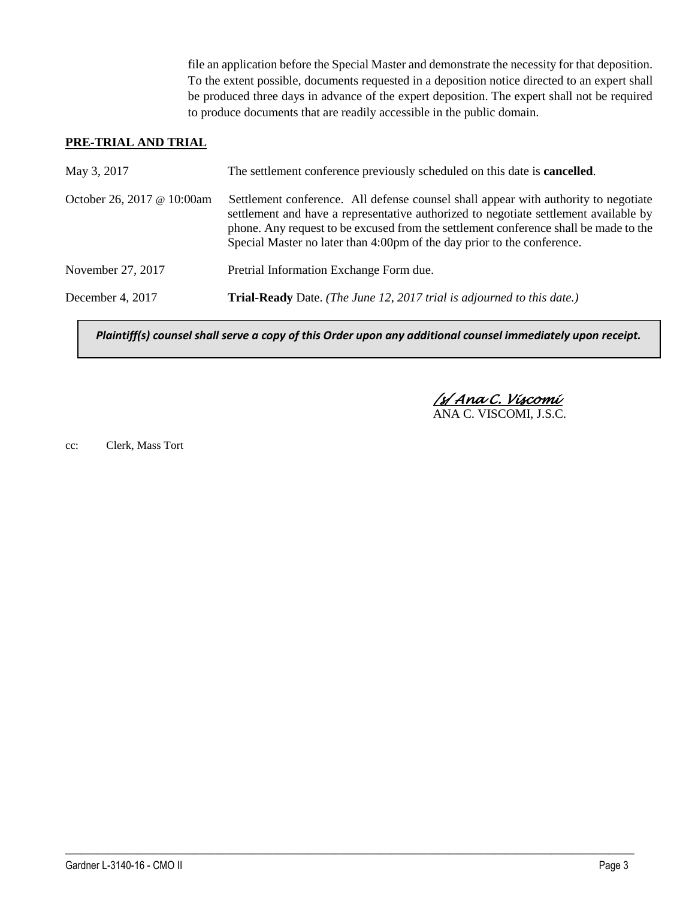file an application before the Special Master and demonstrate the necessity for that deposition. To the extent possible, documents requested in a deposition notice directed to an expert shall be produced three days in advance of the expert deposition. The expert shall not be required to produce documents that are readily accessible in the public domain.

**PRE-TRIAL AND TRIAL**

| | |
|---|---|
| May 3, 2017 | The settlement conference previously scheduled on this date is **cancelled**. |
| October 26, 2017 @ 10:00am | Settlement conference. All defense counsel shall appear with authority to negotiate settlement and have a representative authorized to negotiate settlement available by phone. Any request to be excused from the settlement conference shall be made to the Special Master no later than 4:00pm of the day prior to the conference. |
| November 27, 2017 | Pretrial Information Exchange Form due. |
| December 4, 2017 | **Trial-Ready** Date. *(The June 12, 2017 trial is adjourned to this date.)* |

***Plaintiff(s) counsel shall serve a copy of this Order upon any additional counsel immediately upon receipt.***

*/s/ Ana C. Viscomi*
ANA C. VISCOMI, J.S.C.

cc: Clerk, Mass Tort